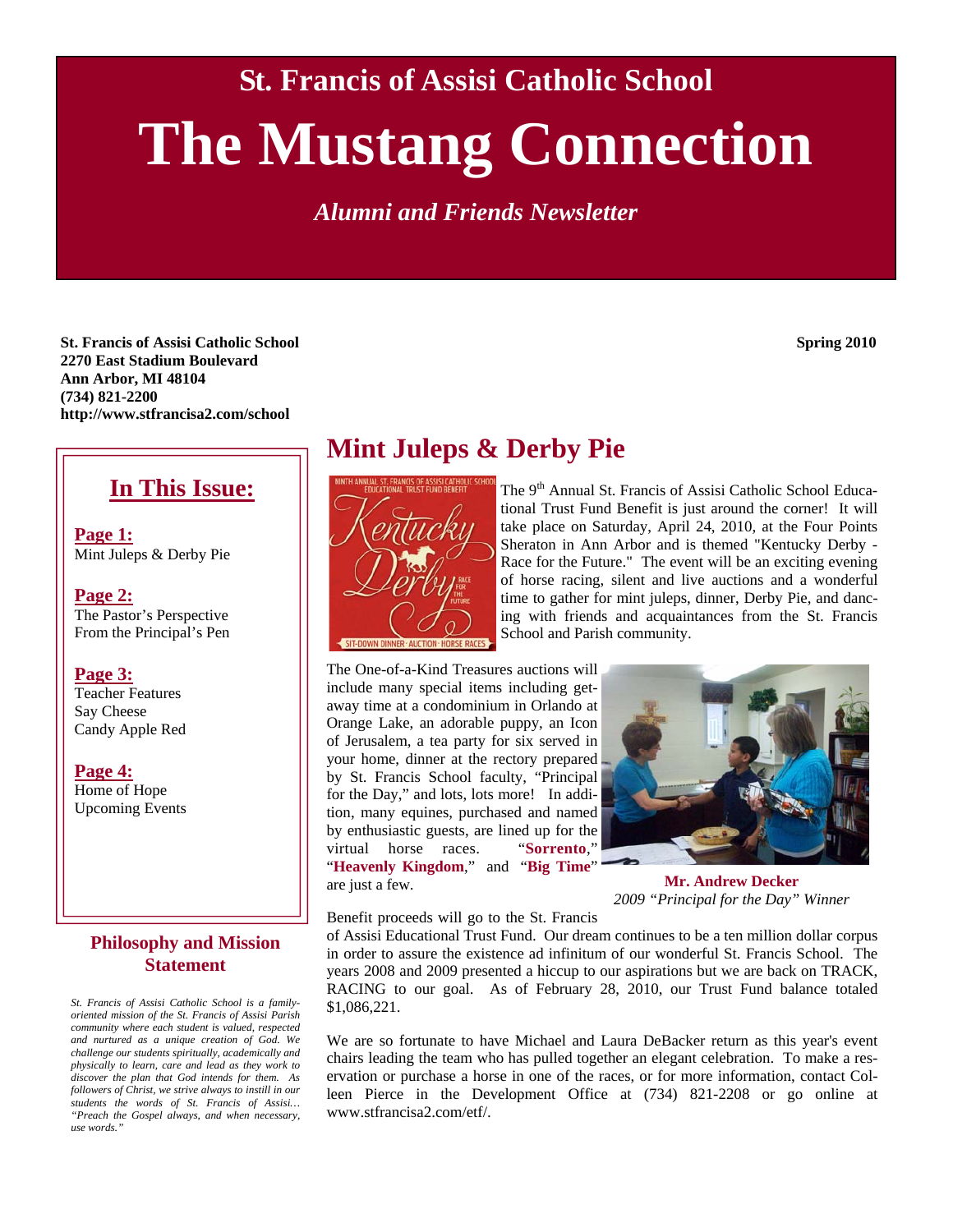St. Francis of Assisi Catholic School

# The Mustang Connection

*Alumni and Friends Newsletter*

**St. Francis of Assisi Catholic School**
**2270 East Stadium Boulevard**
**Ann Arbor, MI 48104**
**(734) 821-2200**
**http://www.stfrancisa2.com/school**

**Spring 2010**

## In This Issue:

**Page 1:**
Mint Juleps & Derby Pie

**Page 2:**
The Pastor's Perspective
From the Principal's Pen

**Page 3:**
Teacher Features
Say Cheese
Candy Apple Red

**Page 4:**
Home of Hope
Upcoming Events

### Philosophy and Mission Statement

*St. Francis of Assisi Catholic School is a family-oriented mission of the St. Francis of Assisi Parish community where each student is valued, respected and nurtured as a unique creation of God. We challenge our students spiritually, academically and physically to learn, care and lead as they work to discover the plan that God intends for them. As followers of Christ, we strive always to instill in our students the words of St. Francis of Assisi… "Preach the Gospel always, and when necessary, use words."*

## Mint Juleps & Derby Pie

The 9th Annual St. Francis of Assisi Catholic School Educational Trust Fund Benefit is just around the corner! It will take place on Saturday, April 24, 2010, at the Four Points Sheraton in Ann Arbor and is themed "Kentucky Derby - Race for the Future." The event will be an exciting evening of horse racing, silent and live auctions and a wonderful time to gather for mint juleps, dinner, Derby Pie, and dancing with friends and acquaintances from the St. Francis School and Parish community.

The One-of-a-Kind Treasures auctions will include many special items including getaway time at a condominium in Orlando at Orange Lake, an adorable puppy, an Icon of Jerusalem, a tea party for six served in your home, dinner at the rectory prepared by St. Francis School faculty, "Principal for the Day," and lots, lots more! In addition, many equines, purchased and named by enthusiastic guests, are lined up for the virtual horse races. "**Sorrento**," "**Heavenly Kingdom**," and "**Big Time**" are just a few.

**Mr. Andrew Decker**
*2009 "Principal for the Day" Winner*

Benefit proceeds will go to the St. Francis of Assisi Educational Trust Fund. Our dream continues to be a ten million dollar corpus in order to assure the existence ad infinitum of our wonderful St. Francis School. The years 2008 and 2009 presented a hiccup to our aspirations but we are back on TRACK, RACING to our goal. As of February 28, 2010, our Trust Fund balance totaled $1,086,221.

We are so fortunate to have Michael and Laura DeBacker return as this year's event chairs leading the team who has pulled together an elegant celebration. To make a reservation or purchase a horse in one of the races, or for more information, contact Colleen Pierce in the Development Office at (734) 821-2208 or go online at www.stfrancisa2.com/etf/.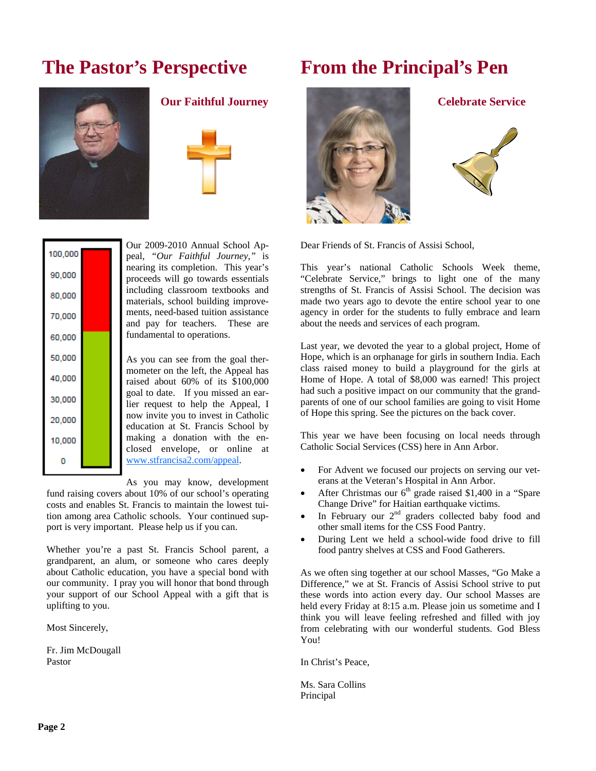## The Pastor's Perspective

### Our Faithful Journey

Our 2009-2010 Annual School Appeal, *"Our Faithful Journey,"* is nearing its completion. This year's proceeds will go towards essentials including classroom textbooks and materials, school building improvements, need-based tuition assistance and pay for teachers. These are fundamental to operations.

As you can see from the goal thermometer on the left, the Appeal has raised about 60% of its $100,000 goal to date. If you missed an earlier request to help the Appeal, I now invite you to invest in Catholic education at St. Francis School by making a donation with the enclosed envelope, or online at www.stfrancisa2.com/appeal.

As you may know, development fund raising covers about 10% of our school's operating costs and enables St. Francis to maintain the lowest tuition among area Catholic schools. Your continued support is very important. Please help us if you can.

Whether you're a past St. Francis School parent, a grandparent, an alum, or someone who cares deeply about Catholic education, you have a special bond with our community. I pray you will honor that bond through your support of our School Appeal with a gift that is uplifting to you.

Most Sincerely,

Fr. Jim McDougall
Pastor

## From the Principal's Pen

### Celebrate Service

Dear Friends of St. Francis of Assisi School,

This year's national Catholic Schools Week theme, "Celebrate Service," brings to light one of the many strengths of St. Francis of Assisi School. The decision was made two years ago to devote the entire school year to one agency in order for the students to fully embrace and learn about the needs and services of each program.

Last year, we devoted the year to a global project, Home of Hope, which is an orphanage for girls in southern India. Each class raised money to build a playground for the girls at Home of Hope. A total of $8,000 was earned! This project had such a positive impact on our community that the grandparents of one of our school families are going to visit Home of Hope this spring. See the pictures on the back cover.

This year we have been focusing on local needs through Catholic Social Services (CSS) here in Ann Arbor.

- For Advent we focused our projects on serving our veterans at the Veteran's Hospital in Ann Arbor.
- After Christmas our 6th grade raised $1,400 in a "Spare Change Drive" for Haitian earthquake victims.
- In February our 2nd graders collected baby food and other small items for the CSS Food Pantry.
- During Lent we held a school-wide food drive to fill food pantry shelves at CSS and Food Gatherers.

As we often sing together at our school Masses, "Go Make a Difference," we at St. Francis of Assisi School strive to put these words into action every day. Our school Masses are held every Friday at 8:15 a.m. Please join us sometime and I think you will leave feeling refreshed and filled with joy from celebrating with our wonderful students. God Bless You!

In Christ's Peace,

Ms. Sara Collins
Principal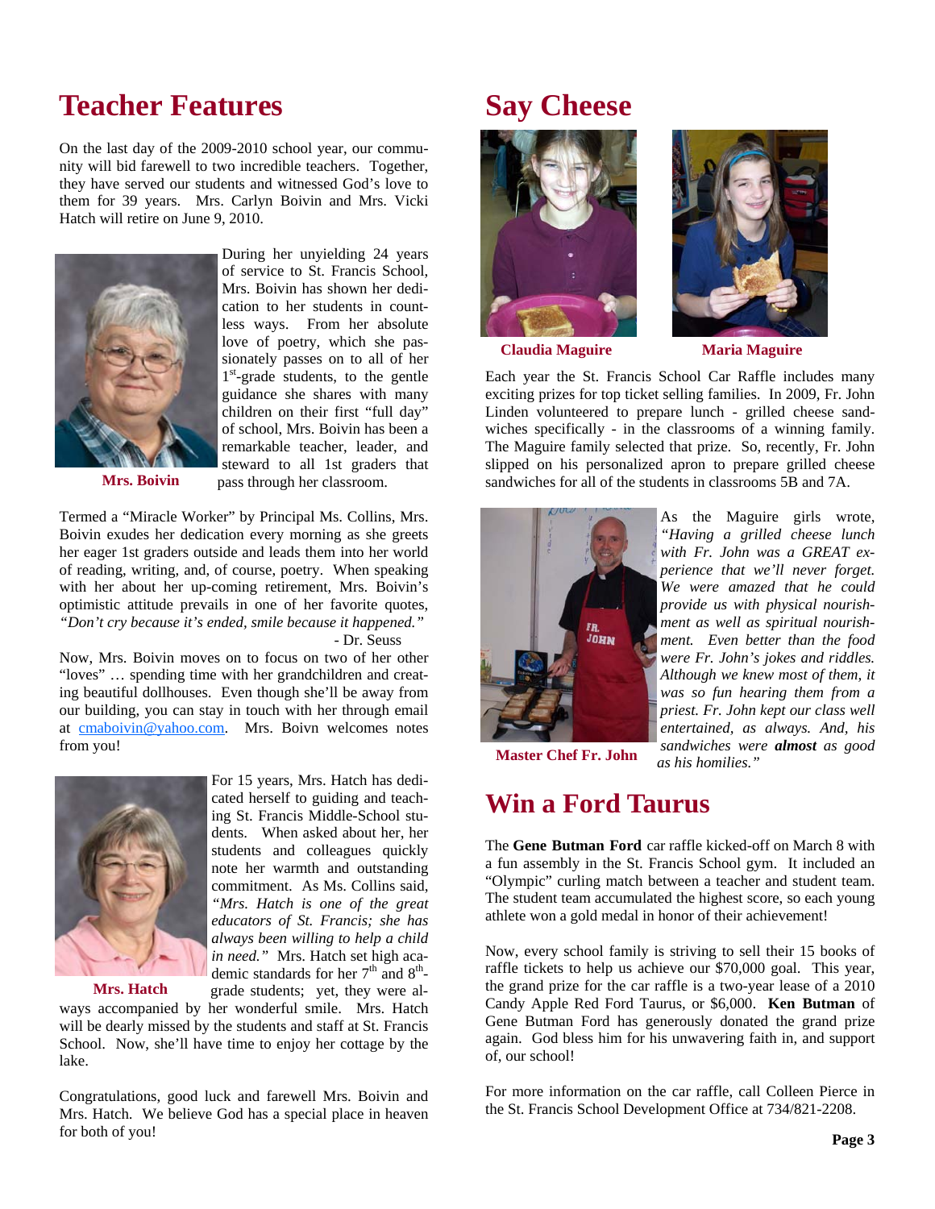## Teacher Features

On the last day of the 2009-2010 school year, our community will bid farewell to two incredible teachers. Together, they have served our students and witnessed God's love to them for 39 years. Mrs. Carlyn Boivin and Mrs. Vicki Hatch will retire on June 9, 2010.

During her unyielding 24 years of service to St. Francis School, Mrs. Boivin has shown her dedication to her students in countless ways. From her absolute love of poetry, which she passionately passes on to all of her 1st-grade students, to the gentle guidance she shares with many children on their first "full day" of school, Mrs. Boivin has been a remarkable teacher, leader, and steward to all 1st graders that pass through her classroom.

**Mrs. Boivin**

Termed a "Miracle Worker" by Principal Ms. Collins, Mrs. Boivin exudes her dedication every morning as she greets her eager 1st graders outside and leads them into her world of reading, writing, and, of course, poetry. When speaking with her about her up-coming retirement, Mrs. Boivin's optimistic attitude prevails in one of her favorite quotes, *"Don't cry because it's ended, smile because it happened."*
- Dr. Seuss

Now, Mrs. Boivin moves on to focus on two of her other "loves" … spending time with her grandchildren and creating beautiful dollhouses. Even though she'll be away from our building, you can stay in touch with her through email at cmaboivin@yahoo.com. Mrs. Boivn welcomes notes from you!

For 15 years, Mrs. Hatch has dedicated herself to guiding and teaching St. Francis Middle-School students. When asked about her, her students and colleagues quickly note her warmth and outstanding commitment. As Ms. Collins said, *"Mrs. Hatch is one of the great educators of St. Francis; she has always been willing to help a child in need."* Mrs. Hatch set high academic standards for her 7th and 8th-grade students; yet, they were always accompanied by her wonderful smile. Mrs. Hatch will be dearly missed by the students and staff at St. Francis School. Now, she'll have time to enjoy her cottage by the lake.

**Mrs. Hatch**

Congratulations, good luck and farewell Mrs. Boivin and Mrs. Hatch. We believe God has a special place in heaven for both of you!

## Say Cheese

**Claudia Maguire** **Maria Maguire**

Each year the St. Francis School Car Raffle includes many exciting prizes for top ticket selling families. In 2009, Fr. John Linden volunteered to prepare lunch - grilled cheese sandwiches specifically - in the classrooms of a winning family. The Maguire family selected that prize. So, recently, Fr. John slipped on his personalized apron to prepare grilled cheese sandwiches for all of the students in classrooms 5B and 7A.

As the Maguire girls wrote, *"Having a grilled cheese lunch with Fr. John was a GREAT experience that we'll never forget. We were amazed that he could provide us with physical nourishment as well as spiritual nourishment. Even better than the food were Fr. John's jokes and riddles. Although we knew most of them, it was so fun hearing them from a priest. Fr. John kept our class well entertained, as always. And, his sandwiches were **almost** as good as his homilies."*

**Master Chef Fr. John**

## Win a Ford Taurus

The **Gene Butman Ford** car raffle kicked-off on March 8 with a fun assembly in the St. Francis School gym. It included an "Olympic" curling match between a teacher and student team. The student team accumulated the highest score, so each young athlete won a gold medal in honor of their achievement!

Now, every school family is striving to sell their 15 books of raffle tickets to help us achieve our $70,000 goal. This year, the grand prize for the car raffle is a two-year lease of a 2010 Candy Apple Red Ford Taurus, or $6,000. **Ken Butman** of Gene Butman Ford has generously donated the grand prize again. God bless him for his unwavering faith in, and support of, our school!

For more information on the car raffle, call Colleen Pierce in the St. Francis School Development Office at 734/821-2208.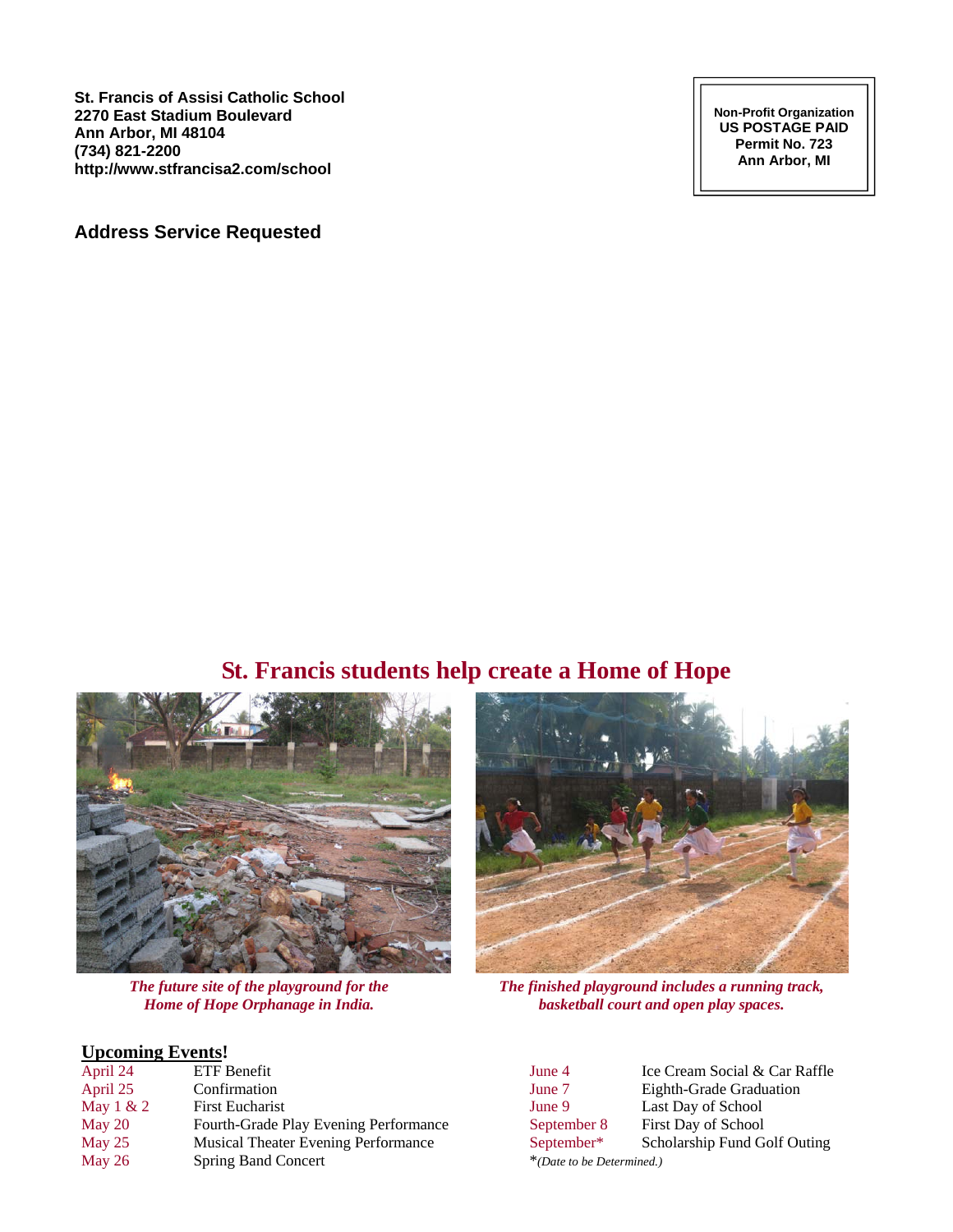**St. Francis of Assisi Catholic School**
**2270 East Stadium Boulevard**
**Ann Arbor, MI 48104**
**(734) 821-2200**
**http://www.stfrancisa2.com/school**

**Non-Profit Organization**
**US POSTAGE PAID**
**Permit No. 723**
**Ann Arbor, MI**

**Address Service Requested**

## St. Francis students help create a Home of Hope

***The future site of the playground for the Home of Hope Orphanage in India.***

***The finished playground includes a running track, basketball court and open play spaces.***

### Upcoming Events!

| | |
|---|---|
| April 24 | ETF Benefit |
| April 25 | Confirmation |
| May 1 & 2 | First Eucharist |
| May 20 | Fourth-Grade Play Evening Performance |
| May 25 | Musical Theater Evening Performance |
| May 26 | Spring Band Concert |
| June 4 | Ice Cream Social & Car Raffle |
| June 7 | Eighth-Grade Graduation |
| June 9 | Last Day of School |
| September 8 | First Day of School |
| September* | Scholarship Fund Golf Outing |

**(Date to be Determined.)*